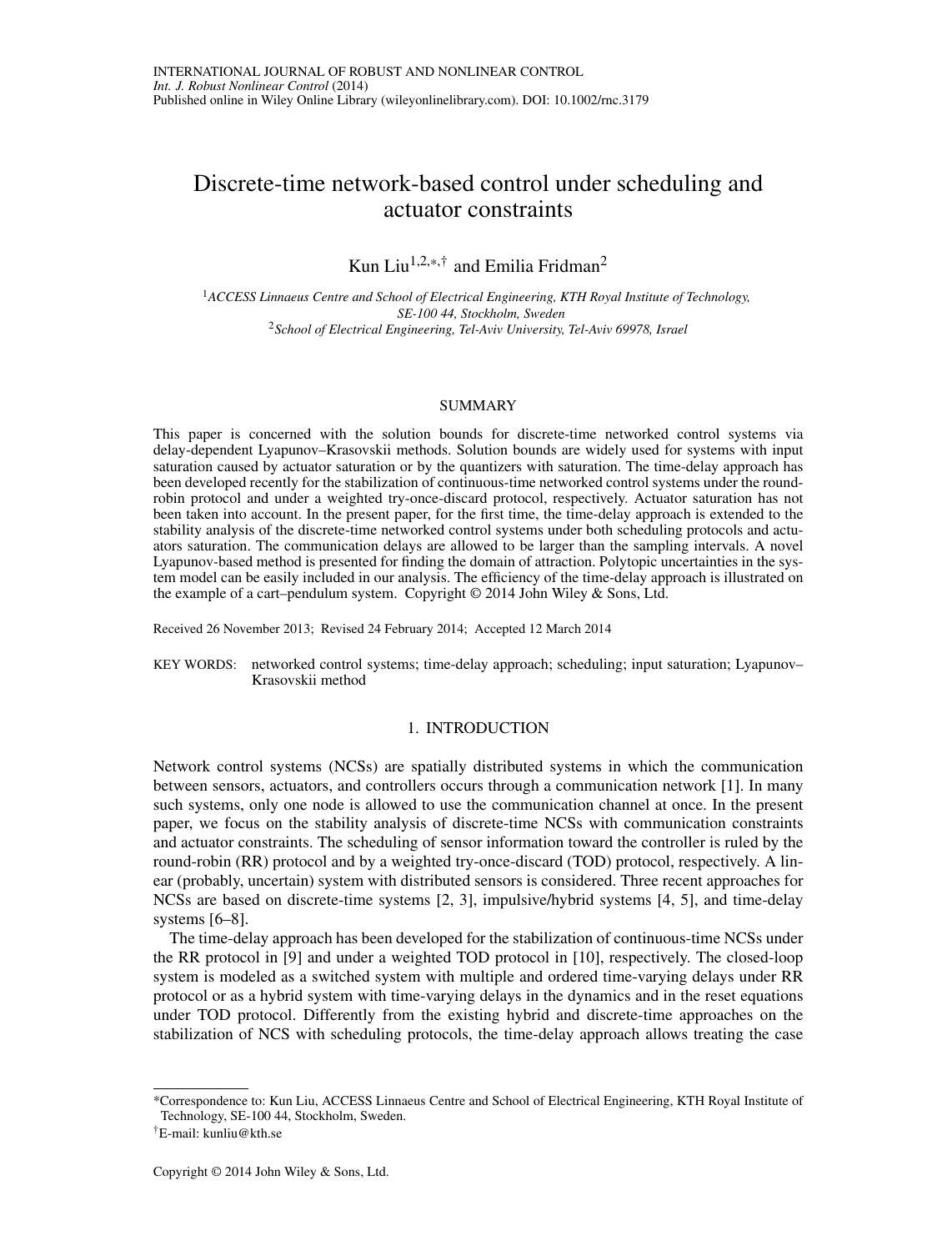INTERNATIONAL JOURNAL OF ROBUST AND NONLINEAR CONTROL
*Int. J. Robust Nonlinear Control* (2014)
Published online in Wiley Online Library (wileyonlinelibrary.com). DOI: 10.1002/rnc.3179

# Discrete-time network-based control under scheduling and actuator constraints

Kun Liu[1,2,*,†] and Emilia Fridman[2]

[1]*ACCESS Linnaeus Centre and School of Electrical Engineering, KTH Royal Institute of Technology, SE-100 44, Stockholm, Sweden*
[2]*School of Electrical Engineering, Tel-Aviv University, Tel-Aviv 69978, Israel*

## SUMMARY

This paper is concerned with the solution bounds for discrete-time networked control systems via delay-dependent Lyapunov–Krasovskii methods. Solution bounds are widely used for systems with input saturation caused by actuator saturation or by the quantizers with saturation. The time-delay approach has been developed recently for the stabilization of continuous-time networked control systems under the round-robin protocol and under a weighted try-once-discard protocol, respectively. Actuator saturation has not been taken into account. In the present paper, for the first time, the time-delay approach is extended to the stability analysis of the discrete-time networked control systems under both scheduling protocols and actuators saturation. The communication delays are allowed to be larger than the sampling intervals. A novel Lyapunov-based method is presented for finding the domain of attraction. Polytopic uncertainties in the system model can be easily included in our analysis. The efficiency of the time-delay approach is illustrated on the example of a cart–pendulum system. Copyright © 2014 John Wiley & Sons, Ltd.

Received 26 November 2013; Revised 24 February 2014; Accepted 12 March 2014

KEY WORDS: networked control systems; time-delay approach; scheduling; input saturation; Lyapunov–Krasovskii method

## 1. INTRODUCTION

Network control systems (NCSs) are spatially distributed systems in which the communication between sensors, actuators, and controllers occurs through a communication network [1]. In many such systems, only one node is allowed to use the communication channel at once. In the present paper, we focus on the stability analysis of discrete-time NCSs with communication constraints and actuator constraints. The scheduling of sensor information toward the controller is ruled by the round-robin (RR) protocol and by a weighted try-once-discard (TOD) protocol, respectively. A linear (probably, uncertain) system with distributed sensors is considered. Three recent approaches for NCSs are based on discrete-time systems [2, 3], impulsive/hybrid systems [4, 5], and time-delay systems [6–8].

The time-delay approach has been developed for the stabilization of continuous-time NCSs under the RR protocol in [9] and under a weighted TOD protocol in [10], respectively. The closed-loop system is modeled as a switched system with multiple and ordered time-varying delays under RR protocol or as a hybrid system with time-varying delays in the dynamics and in the reset equations under TOD protocol. Differently from the existing hybrid and discrete-time approaches on the stabilization of NCS with scheduling protocols, the time-delay approach allows treating the case

*Correspondence to: Kun Liu, ACCESS Linnaeus Centre and School of Electrical Engineering, KTH Royal Institute of Technology, SE-100 44, Stockholm, Sweden.
†E-mail: kunliu@kth.se

Copyright © 2014 John Wiley & Sons, Ltd.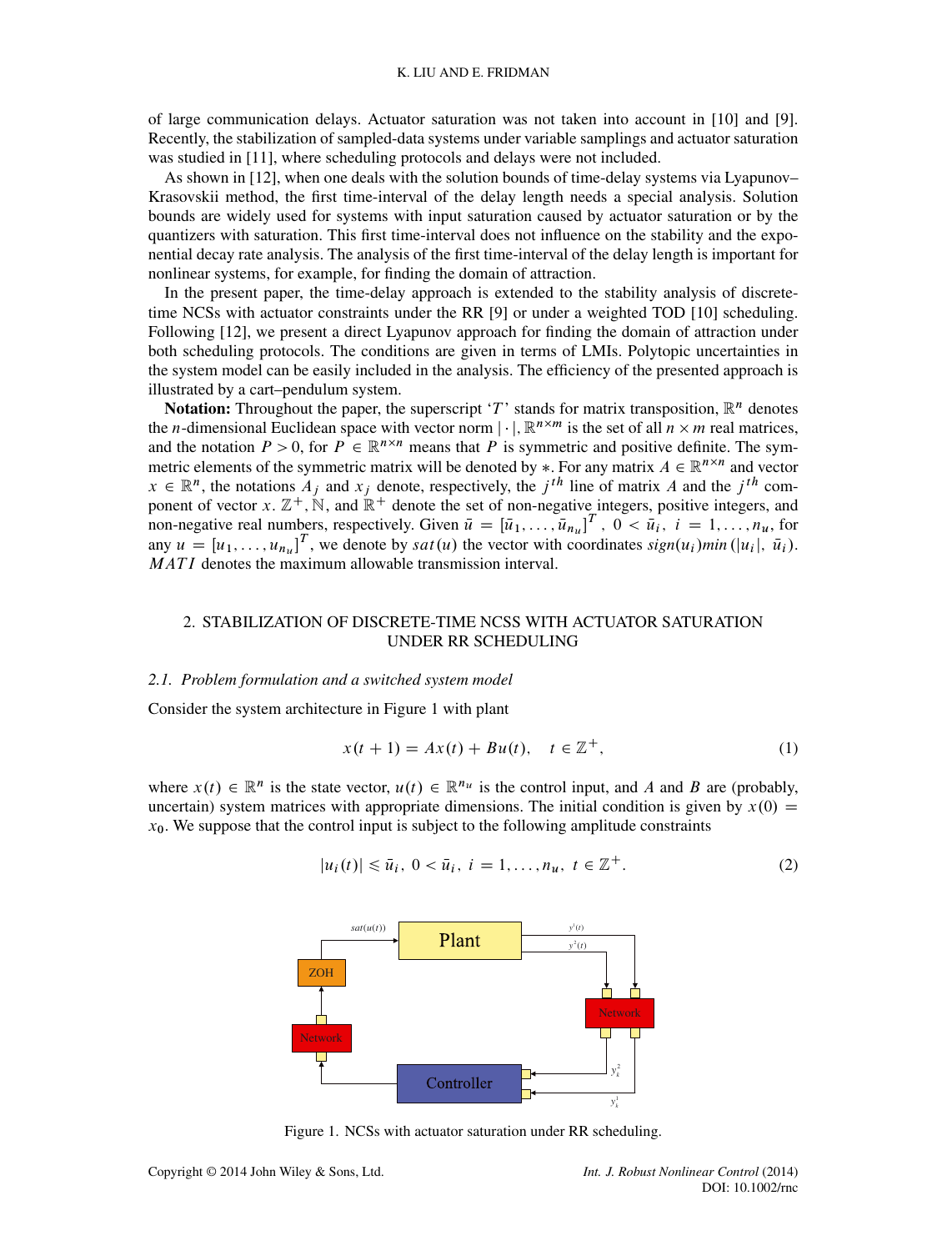of large communication delays. Actuator saturation was not taken into account in [10] and [9]. Recently, the stabilization of sampled-data systems under variable samplings and actuator saturation was studied in [11], where scheduling protocols and delays were not included.

As shown in [12], when one deals with the solution bounds of time-delay systems via Lyapunov–Krasovskii method, the first time-interval of the delay length needs a special analysis. Solution bounds are widely used for systems with input saturation caused by actuator saturation or by the quantizers with saturation. This first time-interval does not influence on the stability and the exponential decay rate analysis. The analysis of the first time-interval of the delay length is important for nonlinear systems, for example, for finding the domain of attraction.

In the present paper, the time-delay approach is extended to the stability analysis of discrete-time NCSs with actuator constraints under the RR [9] or under a weighted TOD [10] scheduling. Following [12], we present a direct Lyapunov approach for finding the domain of attraction under both scheduling protocols. The conditions are given in terms of LMIs. Polytopic uncertainties in the system model can be easily included in the analysis. The efficiency of the presented approach is illustrated by a cart–pendulum system.

**Notation:** Throughout the paper, the superscript '$T$' stands for matrix transposition, $\mathbb{R}^n$ denotes the $n$-dimensional Euclidean space with vector norm $|\cdot|$, $\mathbb{R}^{n\times m}$ is the set of all $n \times m$ real matrices, and the notation $P > 0$, for $P \in \mathbb{R}^{n\times n}$ means that $P$ is symmetric and positive definite. The symmetric elements of the symmetric matrix will be denoted by $*$. For any matrix $A \in \mathbb{R}^{n\times n}$ and vector $x \in \mathbb{R}^n$, the notations $A_j$ and $x_j$ denote, respectively, the $j^{th}$ line of matrix $A$ and the $j^{th}$ component of vector $x$. $\mathbb{Z}^+, \mathbb{N}$, and $\mathbb{R}^+$ denote the set of non-negative integers, positive integers, and non-negative real numbers, respectively. Given $\bar{u} = [\bar{u}_1, \ldots, \bar{u}_{n_u}]^T$, $0 < \bar{u}_i$, $i = 1, \ldots, n_u$, for any $u = [u_1, \ldots, u_{n_u}]^T$, we denote by $sat(u)$ the vector with coordinates $sign(u_i)min(|u_i|, \bar{u}_i)$. $MATI$ denotes the maximum allowable transmission interval.

## 2. STABILIZATION OF DISCRETE-TIME NCSS WITH ACTUATOR SATURATION UNDER RR SCHEDULING

### 2.1. Problem formulation and a switched system model

Consider the system architecture in Figure 1 with plant

$$x(t+1) = Ax(t) + Bu(t), \quad t \in \mathbb{Z}^+, \tag{1}$$

where $x(t) \in \mathbb{R}^n$ is the state vector, $u(t) \in \mathbb{R}^{n_u}$ is the control input, and $A$ and $B$ are (probably, uncertain) system matrices with appropriate dimensions. The initial condition is given by $x(0) = x_0$. We suppose that the control input is subject to the following amplitude constraints

$$|u_i(t)| \leqslant \bar{u}_i, \; 0 < \bar{u}_i, \; i = 1, \ldots, n_u, \; t \in \mathbb{Z}^+. \tag{2}$$

Figure 1. NCSs with actuator saturation under RR scheduling.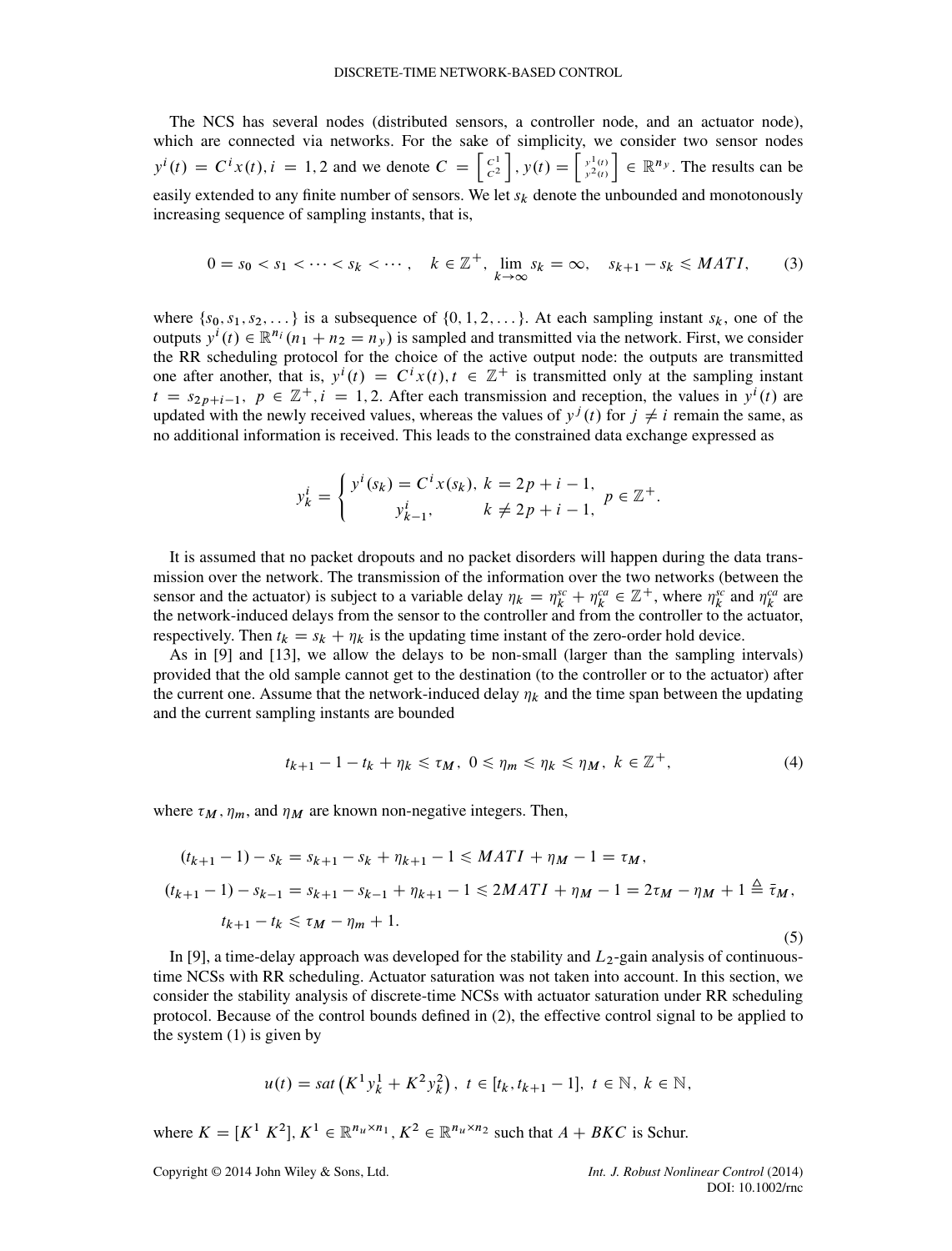The NCS has several nodes (distributed sensors, a controller node, and an actuator node), which are connected via networks. For the sake of simplicity, we consider two sensor nodes $y^i(t) = C^i x(t), i = 1,2$ and we denote $C = \begin{bmatrix} C^1 \\ C^2 \end{bmatrix}$, $y(t) = \begin{bmatrix} y^1(t) \\ y^2(t) \end{bmatrix} \in \mathbb{R}^{n_y}$. The results can be easily extended to any finite number of sensors. We let $s_k$ denote the unbounded and monotonously increasing sequence of sampling instants, that is,

$$0 = s_0 < s_1 < \cdots < s_k < \cdots, \quad k \in \mathbb{Z}^+, \lim_{k \to \infty} s_k = \infty, \quad s_{k+1} - s_k \leqslant MATI, \tag{3}$$

where $\{s_0, s_1, s_2, \ldots\}$ is a subsequence of $\{0, 1, 2, \ldots\}$. At each sampling instant $s_k$, one of the outputs $y^i(t) \in \mathbb{R}^{n_i} (n_1 + n_2 = n_y)$ is sampled and transmitted via the network. First, we consider the RR scheduling protocol for the choice of the active output node: the outputs are transmitted one after another, that is, $y^i(t) = C^i x(t), t \in \mathbb{Z}^+$ is transmitted only at the sampling instant $t = s_{2p+i-1}, \ p \in \mathbb{Z}^+, i = 1,2$. After each transmission and reception, the values in $y^i(t)$ are updated with the newly received values, whereas the values of $y^j(t)$ for $j \neq i$ remain the same, as no additional information is received. This leads to the constrained data exchange expressed as

$$y_k^i = \begin{cases} y^i(s_k) = C^i x(s_k), & k = 2p + i - 1, \\ y_{k-1}^i, & k \neq 2p + i - 1, \end{cases} \quad p \in \mathbb{Z}^+.$$

It is assumed that no packet dropouts and no packet disorders will happen during the data transmission over the network. The transmission of the information over the two networks (between the sensor and the actuator) is subject to a variable delay $\eta_k = \eta_k^{sc} + \eta_k^{ca} \in \mathbb{Z}^+$, where $\eta_k^{sc}$ and $\eta_k^{ca}$ are the network-induced delays from the sensor to the controller and from the controller to the actuator, respectively. Then $t_k = s_k + \eta_k$ is the updating time instant of the zero-order hold device.

As in [9] and [13], we allow the delays to be non-small (larger than the sampling intervals) provided that the old sample cannot get to the destination (to the controller or to the actuator) after the current one. Assume that the network-induced delay $\eta_k$ and the time span between the updating and the current sampling instants are bounded

$$t_{k+1} - 1 - t_k + \eta_k \leqslant \tau_M, \ 0 \leqslant \eta_m \leqslant \eta_k \leqslant \eta_M, \ k \in \mathbb{Z}^+, \tag{4}$$

where $\tau_M$, $\eta_m$, and $\eta_M$ are known non-negative integers. Then,

$$\begin{aligned} (t_{k+1} - 1) - s_k &= s_{k+1} - s_k + \eta_{k+1} - 1 \leqslant MATI + \eta_M - 1 = \tau_M, \\ (t_{k+1} - 1) - s_{k-1} &= s_{k+1} - s_{k-1} + \eta_{k+1} - 1 \leqslant 2MATI + \eta_M - 1 = 2\tau_M - \eta_M + 1 \triangleq \bar{\tau}_M, \\ t_{k+1} - t_k &\leqslant \tau_M - \eta_m + 1. \end{aligned} \tag{5}$$

In [9], a time-delay approach was developed for the stability and $L_2$-gain analysis of continuous-time NCSs with RR scheduling. Actuator saturation was not taken into account. In this section, we consider the stability analysis of discrete-time NCSs with actuator saturation under RR scheduling protocol. Because of the control bounds defined in (2), the effective control signal to be applied to the system (1) is given by

$$u(t) = sat\left(K^1 y_k^1 + K^2 y_k^2\right), \ t \in [t_k, t_{k+1} - 1], \ t \in \mathbb{N}, \ k \in \mathbb{N},$$

where $K = [K^1 \ K^2]$, $K^1 \in \mathbb{R}^{n_u \times n_1}$, $K^2 \in \mathbb{R}^{n_u \times n_2}$ such that $A + BKC$ is Schur.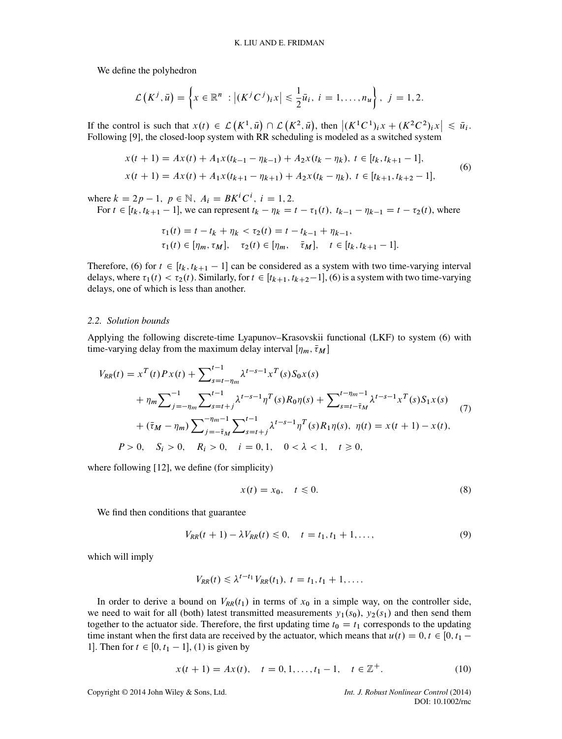We define the polyhedron

$$\mathcal{L}\left(K^j, \bar{u}\right) = \left\{ x \in \mathbb{R}^n \ : \left|(K^j C^j)_i x\right| \leqslant \frac{1}{2}\bar{u}_i, \ i = 1, \ldots, n_u \right\}, \ \ j = 1, 2.$$

If the control is such that $x(t) \in \mathcal{L}\left(K^1, \bar{u}\right) \cap \mathcal{L}\left(K^2, \bar{u}\right)$, then $\left|(K^1C^1)_i x + (K^2C^2)_i x\right| \leqslant \bar{u}_i$. Following [9], the closed-loop system with RR scheduling is modeled as a switched system

$$\begin{aligned} &x(t+1) = Ax(t) + A_1 x(t_{k-1} - \eta_{k-1}) + A_2 x(t_k - \eta_k), \ t \in [t_k, t_{k+1} - 1], \\ &x(t+1) = Ax(t) + A_1 x(t_{k+1} - \eta_{k+1}) + A_2 x(t_k - \eta_k), \ t \in [t_{k+1}, t_{k+2} - 1], \end{aligned} \tag{6}$$

where $k = 2p - 1, \ p \in \mathbb{N}, \ A_i = BK^iC^i, \ i = 1, 2.$

For $t \in [t_k, t_{k+1} - 1]$, we can represent $t_k - \eta_k = t - \tau_1(t), \ t_{k-1} - \eta_{k-1} = t - \tau_2(t)$, where

$$\begin{aligned} &\tau_1(t) = t - t_k + \eta_k < \tau_2(t) = t - t_{k-1} + \eta_{k-1}, \\ &\tau_1(t) \in [\eta_m, \tau_M], \quad \tau_2(t) \in [\eta_m, \quad \bar{\tau}_M], \quad t \in [t_k, t_{k+1} - 1]. \end{aligned}$$

Therefore, (6) for $t \in [t_k, t_{k+1} - 1]$ can be considered as a system with two time-varying interval delays, where $\tau_1(t) < \tau_2(t)$. Similarly, for $t \in [t_{k+1}, t_{k+2} - 1]$, (6) is a system with two time-varying delays, one of which is less than another.

### 2.2. Solution bounds

Applying the following discrete-time Lyapunov–Krasovskii functional (LKF) to system (6) with time-varying delay from the maximum delay interval $[\eta_m, \bar{\tau}_M]$

$$\begin{aligned} V_{RR}(t) = &\ x^T(t)Px(t) + \sum\nolimits_{s=t-\eta_m}^{t-1} \lambda^{t-s-1} x^T(s) S_0 x(s) \\ &+ \eta_m \sum\nolimits_{j=-\eta_m}^{-1} \sum\nolimits_{s=t+j}^{t-1} \lambda^{t-s-1} \eta^T(s) R_0 \eta(s) + \sum\nolimits_{s=t-\bar{\tau}_M}^{t-\eta_m-1} \lambda^{t-s-1} x^T(s) S_1 x(s) \\ &+ (\bar{\tau}_M - \eta_m) \sum\nolimits_{j=-\bar{\tau}_M}^{-\eta_m-1} \sum\nolimits_{s=t+j}^{t-1} \lambda^{t-s-1} \eta^T(s) R_1 \eta(s), \ \eta(t) = x(t+1) - x(t), \\ &P > 0, \quad S_i > 0, \quad R_i > 0, \quad i = 0, 1, \quad 0 < \lambda < 1, \quad t \geqslant 0, \end{aligned} \tag{7}$$

where following [12], we define (for simplicity)

$$x(t) = x_0, \quad t \leqslant 0. \tag{8}$$

We find then conditions that guarantee

$$V_{RR}(t+1) - \lambda V_{RR}(t) \leqslant 0, \quad t = t_1, t_1 + 1, \ldots, \tag{9}$$

which will imply

$$V_{RR}(t) \leqslant \lambda^{t-t_1} V_{RR}(t_1), \ t = t_1, t_1 + 1, \ldots.$$

In order to derive a bound on $V_{RR}(t_1)$ in terms of $x_0$ in a simple way, on the controller side, we need to wait for all (both) latest transmitted measurements $y_1(s_0)$, $y_2(s_1)$ and then send them together to the actuator side. Therefore, the first updating time $t_0 = t_1$ corresponds to the updating time instant when the first data are received by the actuator, which means that $u(t) = 0, t \in [0, t_1 - 1]$. Then for $t \in [0, t_1 - 1]$, (1) is given by

$$x(t+1) = Ax(t), \quad t = 0, 1, \ldots, t_1 - 1, \quad t \in \mathbb{Z}^+. \tag{10}$$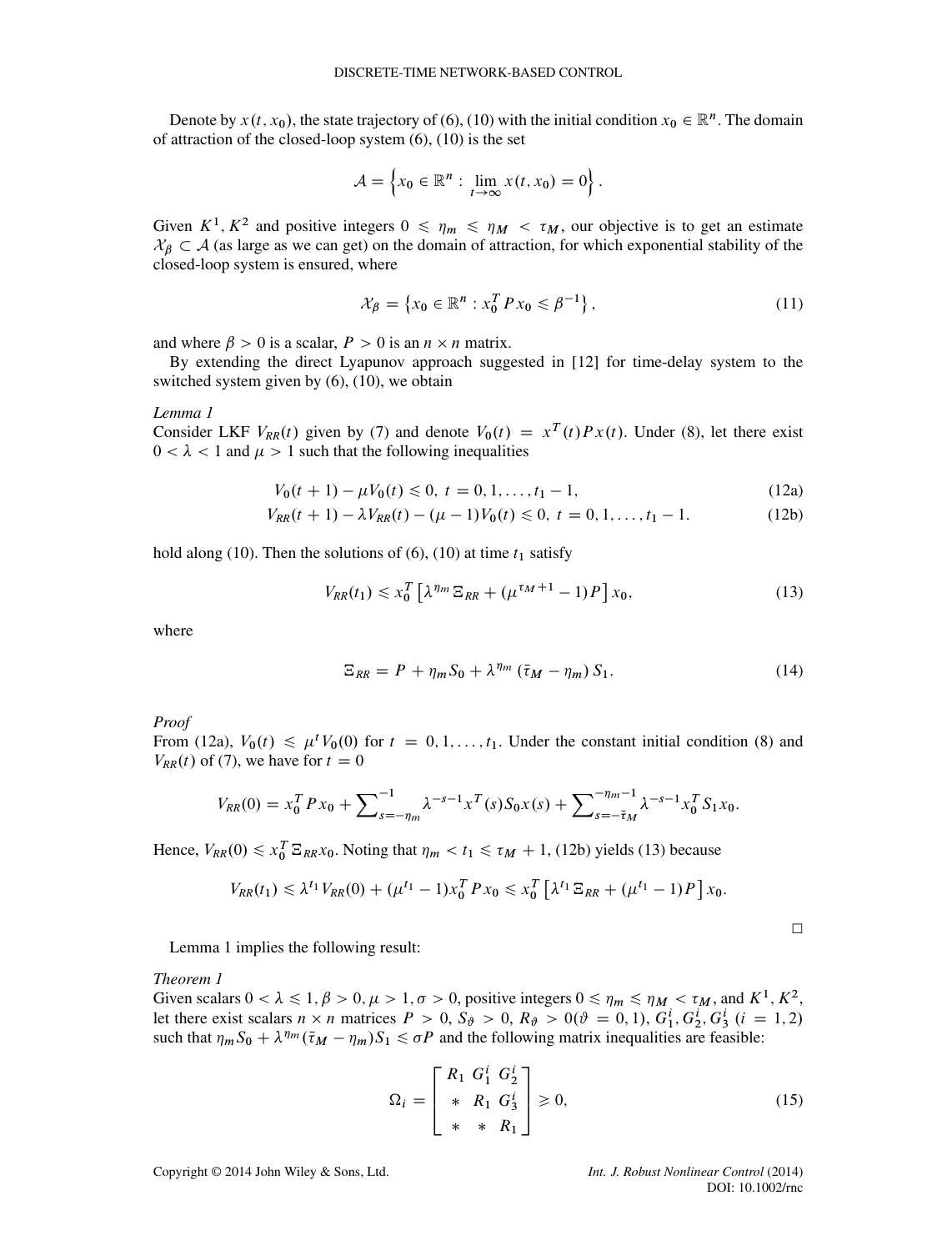Denote by $x(t, x_0)$, the state trajectory of (6), (10) with the initial condition $x_0 \in \mathbb{R}^n$. The domain of attraction of the closed-loop system (6), (10) is the set

$$\mathcal{A} = \left\{ x_0 \in \mathbb{R}^n : \lim_{t\to\infty} x(t, x_0) = 0 \right\}.$$

Given $K^1, K^2$ and positive integers $0 \leqslant \eta_m \leqslant \eta_M < \tau_M$, our objective is to get an estimate $\mathcal{X}_\beta \subset \mathcal{A}$ (as large as we can get) on the domain of attraction, for which exponential stability of the closed-loop system is ensured, where

$$\mathcal{X}_\beta = \left\{ x_0 \in \mathbb{R}^n : x_0^T P x_0 \leqslant \beta^{-1} \right\}, \tag{11}$$

and where $\beta > 0$ is a scalar, $P > 0$ is an $n \times n$ matrix.

By extending the direct Lyapunov approach suggested in [12] for time-delay system to the switched system given by (6), (10), we obtain

*Lemma 1*

Consider LKF $V_{RR}(t)$ given by (7) and denote $V_0(t) = x^T(t)Px(t)$. Under (8), let there exist $0 < \lambda < 1$ and $\mu > 1$ such that the following inequalities

$$V_0(t+1) - \mu V_0(t) \leqslant 0, \; t = 0, 1, \ldots, t_1 - 1, \tag{12a}$$

$$V_{RR}(t+1) - \lambda V_{RR}(t) - (\mu - 1)V_0(t) \leqslant 0, \; t = 0, 1, \ldots, t_1 - 1. \tag{12b}$$

hold along (10). Then the solutions of (6), (10) at time $t_1$ satisfy

$$V_{RR}(t_1) \leqslant x_0^T \left[ \lambda^{\eta_m} \Xi_{RR} + (\mu^{\tau_M + 1} - 1)P \right] x_0, \tag{13}$$

where

$$\Xi_{RR} = P + \eta_m S_0 + \lambda^{\eta_m} \left( \bar{\tau}_M - \eta_m \right) S_1. \tag{14}$$

*Proof*

From (12a), $V_0(t) \leqslant \mu^t V_0(0)$ for $t = 0, 1, \ldots, t_1$. Under the constant initial condition (8) and $V_{RR}(t)$ of (7), we have for $t = 0$

$$V_{RR}(0) = x_0^T P x_0 + \sum\nolimits_{s=-\eta_m}^{-1} \lambda^{-s-1} x^T(s) S_0 x(s) + \sum\nolimits_{s=-\bar{\tau}_M}^{-\eta_m - 1} \lambda^{-s-1} x_0^T S_1 x_0.$$

Hence, $V_{RR}(0) \leqslant x_0^T \Xi_{RR} x_0$. Noting that $\eta_m < t_1 \leqslant \tau_M + 1$, (12b) yields (13) because

$$V_{RR}(t_1) \leqslant \lambda^{t_1} V_{RR}(0) + (\mu^{t_1} - 1) x_0^T P x_0 \leqslant x_0^T \left[ \lambda^{t_1} \Xi_{RR} + (\mu^{t_1} - 1) P \right] x_0.$$

□

Lemma 1 implies the following result:

*Theorem 1*

Given scalars $0 < \lambda \leqslant 1, \beta > 0, \mu > 1, \sigma > 0$, positive integers $0 \leqslant \eta_m \leqslant \eta_M < \tau_M$, and $K^1, K^2$, let there exist scalars $n \times n$ matrices $P > 0$, $S_\vartheta > 0$, $R_\vartheta > 0 (\vartheta = 0, 1)$, $G_1^i, G_2^i, G_3^i \; (i = 1, 2)$ such that $\eta_m S_0 + \lambda^{\eta_m} (\bar{\tau}_M - \eta_m) S_1 \leqslant \sigma P$ and the following matrix inequalities are feasible:

$$\Omega_i = \begin{bmatrix} R_1 & G_1^i & G_2^i \\ * & R_1 & G_3^i \\ * & * & R_1 \end{bmatrix} \geqslant 0, \tag{15}$$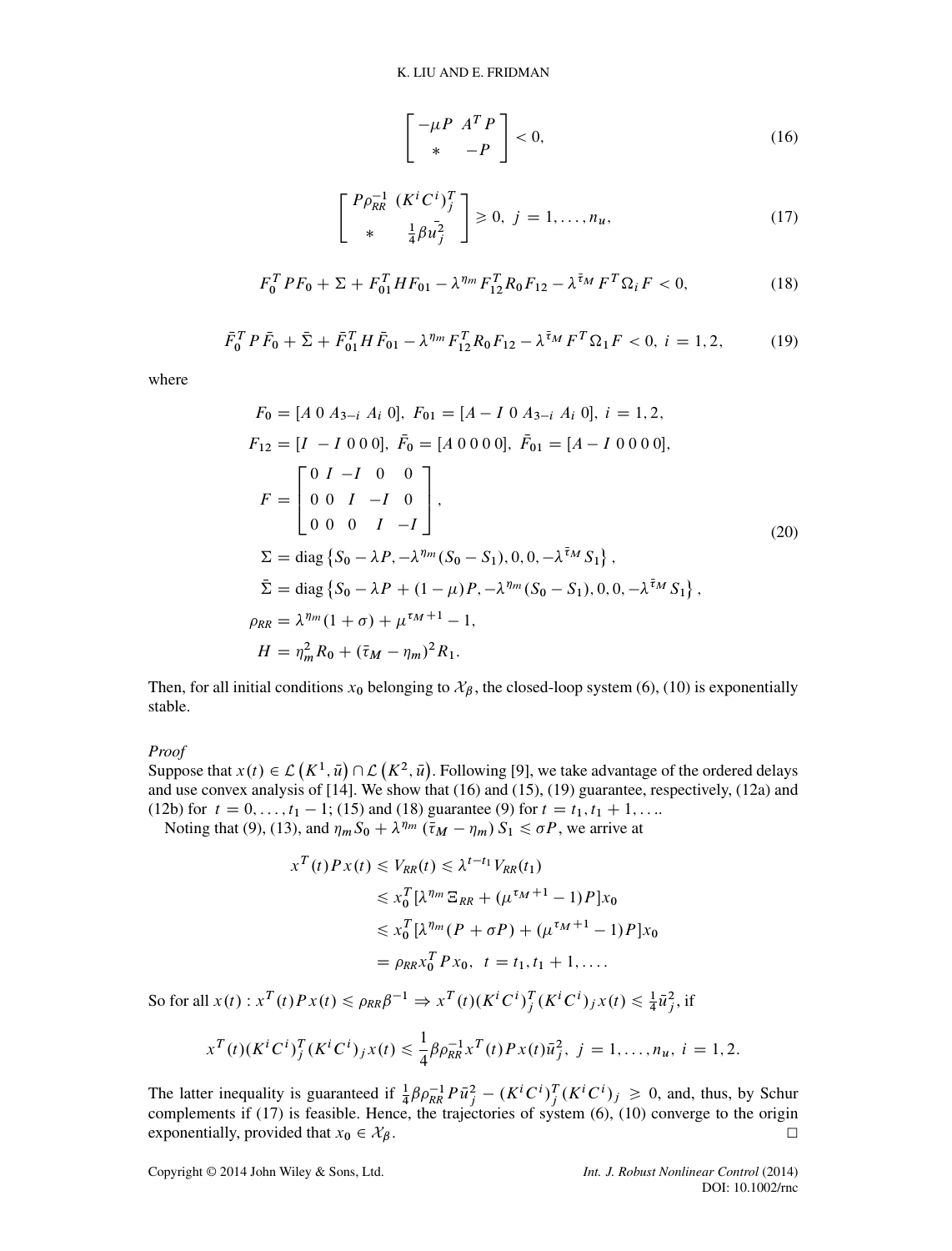$$
\begin{bmatrix} -\mu P & A^T P \\ * & -P \end{bmatrix} < 0, \tag{16}
$$

$$
\begin{bmatrix} P\rho_{RR}^{-1} & (K^i C^i)_j^T \\ * & \frac{1}{4}\beta \bar{u}_j^2 \end{bmatrix} \geqslant 0, \; j = 1, \ldots, n_u, \tag{17}
$$

$$
F_0^T P F_0 + \Sigma + F_{01}^T H F_{01} - \lambda^{\eta_m} F_{12}^T R_0 F_{12} - \lambda^{\bar{\tau}_M} F^T \Omega_i F < 0, \tag{18}
$$

$$
\bar{F}_0^T P \bar{F}_0 + \bar{\Sigma} + \bar{F}_{01}^T H \bar{F}_{01} - \lambda^{\eta_m} F_{12}^T R_0 F_{12} - \lambda^{\bar{\tau}_M} F^T \Omega_1 F < 0, \; i = 1, 2, \tag{19}
$$

where

$$
\begin{aligned}
&F_0 = [A \; 0 \; A_{3-i} \; A_i \; 0], \; F_{01} = [A - I \; 0 \; A_{3-i} \; A_i \; 0], \; i = 1, 2, \\
&F_{12} = [I \; -I \; 0 \; 0 \; 0], \; \bar{F}_0 = [A \; 0 \; 0 \; 0 \; 0], \; \bar{F}_{01} = [A - I \; 0 \; 0 \; 0 \; 0], \\
&F = \begin{bmatrix} 0 & I & -I & 0 & 0 \\ 0 & 0 & I & -I & 0 \\ 0 & 0 & 0 & I & -I \end{bmatrix}, \\
&\Sigma = \operatorname{diag}\left\{S_0 - \lambda P, -\lambda^{\eta_m}(S_0 - S_1), 0, 0, -\lambda^{\bar{\tau}_M} S_1\right\}, \\
&\bar{\Sigma} = \operatorname{diag}\left\{S_0 - \lambda P + (1-\mu)P, -\lambda^{\eta_m}(S_0 - S_1), 0, 0, -\lambda^{\bar{\tau}_M} S_1\right\}, \\
&\rho_{RR} = \lambda^{\eta_m}(1 + \sigma) + \mu^{\tau_M + 1} - 1, \\
&H = \eta_m^2 R_0 + (\bar{\tau}_M - \eta_m)^2 R_1.
\end{aligned} \tag{20}
$$

Then, for all initial conditions $x_0$ belonging to $\mathcal{X}_\beta$, the closed-loop system (6), (10) is exponentially stable.

*Proof*

Suppose that $x(t) \in \mathcal{L}\left(K^1, \bar{u}\right) \cap \mathcal{L}\left(K^2, \bar{u}\right)$. Following [9], we take advantage of the ordered delays and use convex analysis of [14]. We show that (16) and (15), (19) guarantee, respectively, (12a) and (12b) for $t = 0, \ldots, t_1 - 1$; (15) and (18) guarantee (9) for $t = t_1, t_1 + 1, \ldots$.

Noting that (9), (13), and $\eta_m S_0 + \lambda^{\eta_m}(\bar{\tau}_M - \eta_m) S_1 \leqslant \sigma P$, we arrive at

$$
\begin{aligned}
x^T(t) P x(t) &\leqslant V_{RR}(t) \leqslant \lambda^{t - t_1} V_{RR}(t_1) \\
&\leqslant x_0^T[\lambda^{\eta_m} \Xi_{RR} + (\mu^{\tau_M + 1} - 1)P] x_0 \\
&\leqslant x_0^T[\lambda^{\eta_m}(P + \sigma P) + (\mu^{\tau_M + 1} - 1)P] x_0 \\
&= \rho_{RR} x_0^T P x_0, \; t = t_1, t_1 + 1, \ldots.
\end{aligned}
$$

So for all $x(t) : x^T(t) P x(t) \leqslant \rho_{RR} \beta^{-1} \Rightarrow x^T(t)(K^i C^i)_j^T (K^i C^i)_j x(t) \leqslant \frac{1}{4}\bar{u}_j^2$, if

$$
x^T(t)(K^i C^i)_j^T (K^i C^i)_j x(t) \leqslant \frac{1}{4}\beta \rho_{RR}^{-1} x^T(t) P x(t) \bar{u}_j^2, \; j = 1, \ldots, n_u, \; i = 1, 2.
$$

The latter inequality is guaranteed if $\frac{1}{4}\beta \rho_{RR}^{-1} P \bar{u}_j^2 - (K^i C^i)_j^T (K^i C^i)_j \geqslant 0$, and, thus, by Schur complements if (17) is feasible. Hence, the trajectories of system (6), (10) converge to the origin exponentially, provided that $x_0 \in \mathcal{X}_\beta$. □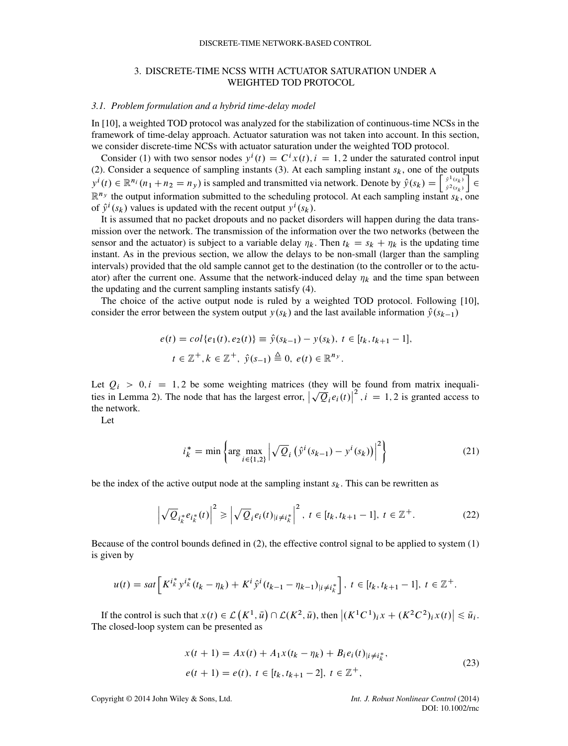## 3. DISCRETE-TIME NCSS WITH ACTUATOR SATURATION UNDER A WEIGHTED TOD PROTOCOL

### 3.1. Problem formulation and a hybrid time-delay model

In [10], a weighted TOD protocol was analyzed for the stabilization of continuous-time NCSs in the framework of time-delay approach. Actuator saturation was not taken into account. In this section, we consider discrete-time NCSs with actuator saturation under the weighted TOD protocol.

Consider (1) with two sensor nodes $y^i(t) = C^i x(t), i = 1, 2$ under the saturated control input (2). Consider a sequence of sampling instants (3). At each sampling instant $s_k$, one of the outputs $y^i(t) \in \mathbb{R}^{n_i} (n_1 + n_2 = n_y)$ is sampled and transmitted via network. Denote by $\hat{y}(s_k) = \begin{bmatrix} \hat{y}^1(s_k) \\ \hat{y}^2(s_k) \end{bmatrix} \in \mathbb{R}^{n_y}$ the output information submitted to the scheduling protocol. At each sampling instant $s_k$, one of $\hat{y}^i(s_k)$ values is updated with the recent output $y^i(s_k)$.

It is assumed that no packet dropouts and no packet disorders will happen during the data transmission over the network. The transmission of the information over the two networks (between the sensor and the actuator) is subject to a variable delay $\eta_k$. Then $t_k = s_k + \eta_k$ is the updating time instant. As in the previous section, we allow the delays to be non-small (larger than the sampling intervals) provided that the old sample cannot get to the destination (to the controller or to the actuator) after the current one. Assume that the network-induced delay $\eta_k$ and the time span between the updating and the current sampling instants satisfy (4).

The choice of the active output node is ruled by a weighted TOD protocol. Following [10], consider the error between the system output $y(s_k)$ and the last available information $\hat{y}(s_{k-1})$

$$
\begin{aligned}
&e(t) = col\{e_1(t), e_2(t)\} \equiv \hat{y}(s_{k-1}) - y(s_k),\ t \in [t_k, t_{k+1} - 1], \\
&t \in \mathbb{Z}^+, k \in \mathbb{Z}^+,\ \hat{y}(s_{-1}) \triangleq 0,\ e(t) \in \mathbb{R}^{n_y}.
\end{aligned}
$$

Let $Q_i > 0, i = 1, 2$ be some weighting matrices (they will be found from matrix inequalities in Lemma 2). The node that has the largest error, $\left|\sqrt{Q_i} e_i(t)\right|^2, i = 1, 2$ is granted access to the network.

Let

$$
i_k^* = \min \left\{ \arg \max_{i \in \{1,2\}} \left| \sqrt{Q_i} \left( \hat{y}^i(s_{k-1}) - y^i(s_k) \right) \right|^2 \right\} \tag{21}
$$

be the index of the active output node at the sampling instant $s_k$. This can be rewritten as

$$
\left| \sqrt{Q_{i_k^*}} e_{i_k^*}(t) \right|^2 \geqslant \left| \sqrt{Q_i} e_i(t)_{|i \neq i_k^*} \right|^2,\ t \in [t_k, t_{k+1} - 1],\ t \in \mathbb{Z}^+. \tag{22}
$$

Because of the control bounds defined in (2), the effective control signal to be applied to system (1) is given by

$$
u(t) = sat\left[ K^{i_k^*} y^{i_k^*}(t_k - \eta_k) + K^i \hat{y}^i(t_{k-1} - \eta_{k-1})_{|i \neq i_k^*} \right],\ t \in [t_k, t_{k+1} - 1],\ t \in \mathbb{Z}^+.
$$

If the control is such that $x(t) \in \mathcal{L}\left(K^1, \bar{u}\right) \cap \mathcal{L}(K^2, \bar{u})$, then $\left|(K^1C^1)_i x + (K^2C^2)_i x(t)\right| \leqslant \bar{u}_i$. The closed-loop system can be presented as

$$
\begin{aligned}
&x(t + 1) = Ax(t) + A_1 x(t_k - \eta_k) + B_i e_i(t)_{|i \neq i_k^*}, \\
&e(t + 1) = e(t),\ t \in [t_k, t_{k+1} - 2],\ t \in \mathbb{Z}^+,
\end{aligned} \tag{23}
$$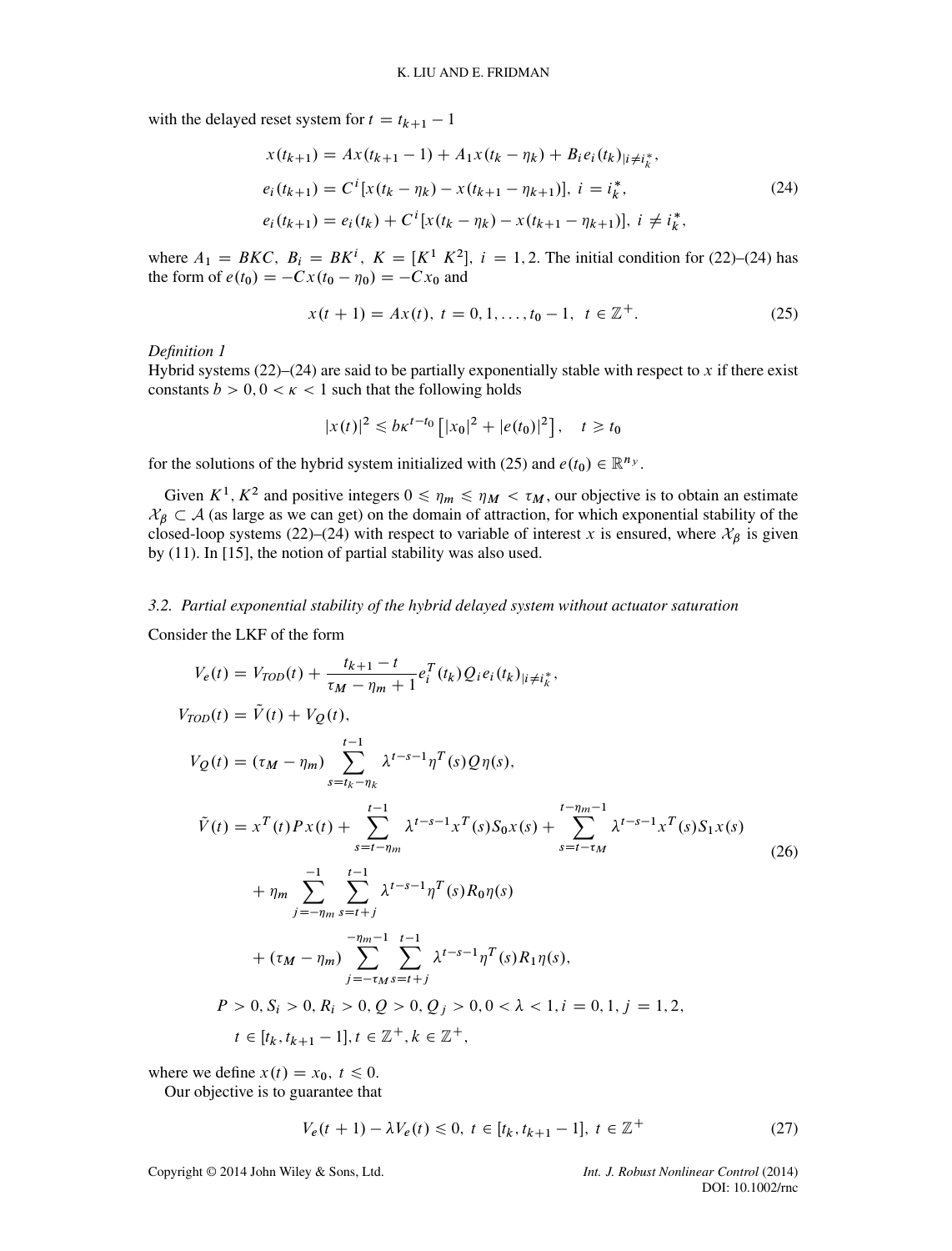with the delayed reset system for $t = t_{k+1} - 1$

$$
\begin{aligned}
x(t_{k+1}) &= Ax(t_{k+1}-1) + A_1 x(t_k - \eta_k) + B_i e_i(t_k)|_{i \neq i_k^*}, \\
e_i(t_{k+1}) &= C^i[x(t_k - \eta_k) - x(t_{k+1} - \eta_{k+1})], \ i = i_k^*, \\
e_i(t_{k+1}) &= e_i(t_k) + C^i[x(t_k - \eta_k) - x(t_{k+1} - \eta_{k+1})], \ i \neq i_k^*,
\end{aligned}
\tag{24}
$$

where $A_1 = BKC, \ B_i = BK^i, \ K = [K^1 \ K^2], \ i = 1, 2$. The initial condition for (22)–(24) has the form of $e(t_0) = -Cx(t_0 - \eta_0) = -Cx_0$ and

$$
x(t+1) = Ax(t), \ t = 0, 1, \ldots, t_0 - 1, \ t \in \mathbb{Z}^+. \tag{25}
$$

*Definition 1*

Hybrid systems (22)–(24) are said to be partially exponentially stable with respect to $x$ if there exist constants $b > 0, 0 < \kappa < 1$ such that the following holds

$$
|x(t)|^2 \leqslant b\kappa^{t-t_0}\left[|x_0|^2 + |e(t_0)|^2\right], \quad t \geqslant t_0
$$

for the solutions of the hybrid system initialized with (25) and $e(t_0) \in \mathbb{R}^{n_y}$.

Given $K^1, K^2$ and positive integers $0 \leqslant \eta_m \leqslant \eta_M < \tau_M$, our objective is to obtain an estimate $\mathcal{X}_\beta \subset \mathcal{A}$ (as large as we can get) on the domain of attraction, for which exponential stability of the closed-loop systems (22)–(24) with respect to variable of interest $x$ is ensured, where $\mathcal{X}_\beta$ is given by (11). In [15], the notion of partial stability was also used.

### 3.2. Partial exponential stability of the hybrid delayed system without actuator saturation

Consider the LKF of the form

$$
\begin{aligned}
V_e(t) &= V_{TOD}(t) + \frac{t_{k+1} - t}{\tau_M - \eta_m + 1} e_i^T(t_k) Q_i e_i(t_k)|_{i \neq i_k^*}, \\
V_{TOD}(t) &= \tilde{V}(t) + V_Q(t), \\
V_Q(t) &= (\tau_M - \eta_m) \sum_{s=t_k-\eta_k}^{t-1} \lambda^{t-s-1} \eta^T(s) Q \eta(s), \\
\tilde{V}(t) &= x^T(t)Px(t) + \sum_{s=t-\eta_m}^{t-1} \lambda^{t-s-1} x^T(s) S_0 x(s) + \sum_{s=t-\tau_M}^{t-\eta_m-1} \lambda^{t-s-1} x^T(s) S_1 x(s) \\
&\quad + \eta_m \sum_{j=-\eta_m}^{-1} \sum_{s=t+j}^{t-1} \lambda^{t-s-1} \eta^T(s) R_0 \eta(s) \\
&\quad + (\tau_M - \eta_m) \sum_{j=-\tau_M}^{-\eta_m-1} \sum_{s=t+j}^{t-1} \lambda^{t-s-1} \eta^T(s) R_1 \eta(s), \\
& P > 0, S_i > 0, R_i > 0, Q > 0, Q_j > 0, 0 < \lambda < 1, i = 0, 1, \ j = 1, 2, \\
& t \in [t_k, t_{k+1} - 1], t \in \mathbb{Z}^+, k \in \mathbb{Z}^+,
\end{aligned}
\tag{26}
$$

where we define $x(t) = x_0, \ t \leqslant 0$.

Our objective is to guarantee that

$$
V_e(t+1) - \lambda V_e(t) \leqslant 0, \ t \in [t_k, t_{k+1} - 1], \ t \in \mathbb{Z}^+ \tag{27}
$$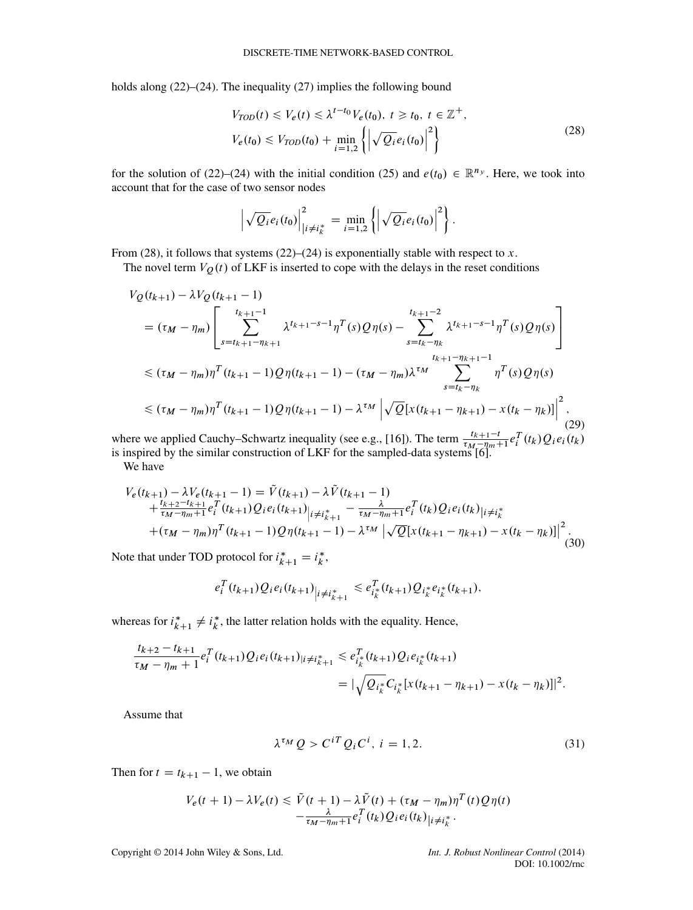holds along (22)–(24). The inequality (27) implies the following bound

$$
\begin{aligned}
&V_{TOD}(t) \leqslant V_e(t) \leqslant \lambda^{t-t_0} V_e(t_0),\ t \geqslant t_0,\ t \in \mathbb{Z}^+, \\
&V_e(t_0) \leqslant V_{TOD}(t_0) + \min_{i=1,2} \left\{ \left| \sqrt{Q_i} e_i(t_0) \right|^2 \right\}
\end{aligned}
\tag{28}
$$

for the solution of (22)–(24) with the initial condition (25) and $e(t_0) \in \mathbb{R}^{n_y}$. Here, we took into account that for the case of two sensor nodes

$$
\left| \sqrt{Q_i} e_i(t_0) \right|^2_{|i \neq i_k^*} = \min_{i=1,2} \left\{ \left| \sqrt{Q_i} e_i(t_0) \right|^2 \right\}.
$$

From (28), it follows that systems (22)–(24) is exponentially stable with respect to $x$.

The novel term $V_Q(t)$ of LKF is inserted to cope with the delays in the reset conditions

$$
\begin{aligned}
&V_Q(t_{k+1}) - \lambda V_Q(t_{k+1}-1) \\
&= (\tau_M - \eta_m) \left[ \sum_{s=t_{k+1}-\eta_{k+1}}^{t_{k+1}-1} \lambda^{t_{k+1}-s-1} \eta^T(s) Q \eta(s) - \sum_{s=t_k-\eta_k}^{t_{k+1}-2} \lambda^{t_{k+1}-s-1} \eta^T(s) Q \eta(s) \right] \\
&\leqslant (\tau_M - \eta_m) \eta^T(t_{k+1}-1) Q \eta(t_{k+1}-1) - (\tau_M - \eta_m) \lambda^{\tau_M} \sum_{s=t_k-\eta_k}^{t_{k+1}-\eta_{k+1}-1} \eta^T(s) Q \eta(s) \\
&\leqslant (\tau_M - \eta_m) \eta^T(t_{k+1}-1) Q \eta(t_{k+1}-1) - \lambda^{\tau_M} \left| \sqrt{Q} [x(t_{k+1}-\eta_{k+1}) - x(t_k - \eta_k)] \right|^2,
\end{aligned}
\tag{29}
$$

where we applied Cauchy–Schwartz inequality (see e.g., [16]). The term $\frac{t_{k+1}-t}{\tau_M - \eta_m + 1} e_i^T(t_k) Q_i e_i(t_k)$ is inspired by the similar construction of LKF for the sampled-data systems [6].

We have

$$
\begin{aligned}
&V_e(t_{k+1}) - \lambda V_e(t_{k+1}-1) = \tilde{V}(t_{k+1}) - \lambda \tilde{V}(t_{k+1}-1) \\
&+ \tfrac{t_{k+2}-t_{k+1}}{\tau_M - \eta_m + 1} e_i^T(t_{k+1}) Q_i e_i(t_{k+1})_{\left| i \neq i_{k+1}^* \right.} - \tfrac{\lambda}{\tau_M - \eta_m + 1} e_i^T(t_k) Q_i e_i(t_k)_{|i \neq i_k^*} \\
&+ (\tau_M - \eta_m) \eta^T(t_{k+1}-1) Q \eta(t_{k+1}-1) - \lambda^{\tau_M} \left| \sqrt{Q} [x(t_{k+1}-\eta_{k+1}) - x(t_k - \eta_k)] \right|^2.
\end{aligned}
\tag{30}
$$

Note that under TOD protocol for $i_{k+1}^* = i_k^*$,

$$
e_i^T(t_{k+1}) Q_i e_i(t_{k+1})_{\left| i \neq i_{k+1}^* \right.} \leqslant e_{i_k^*}^T(t_{k+1}) Q_{i_k^*} e_{i_k^*}(t_{k+1}),
$$

whereas for $i_{k+1}^* \neq i_k^*$, the latter relation holds with the equality. Hence,

$$
\begin{aligned}
\frac{t_{k+2} - t_{k+1}}{\tau_M - \eta_m + 1} e_i^T(t_{k+1}) Q_i e_i(t_{k+1})_{|i \neq i_{k+1}^*} &\leqslant e_{i_k^*}^T(t_{k+1}) Q_i e_{i_k^*}(t_{k+1}) \\
&= \left| \sqrt{Q_{i_k^*}} C_{i_k^*} [x(t_{k+1}-\eta_{k+1}) - x(t_k - \eta_k)] \right|^2.
\end{aligned}
$$

Assume that

$$
\lambda^{\tau_M} Q > C^{iT} Q_i C^i,\ i = 1, 2. \tag{31}
$$

Then for $t = t_{k+1} - 1$, we obtain

$$
\begin{aligned}
V_e(t+1) - \lambda V_e(t) \leqslant\ & \tilde{V}(t+1) - \lambda \tilde{V}(t) + (\tau_M - \eta_m) \eta^T(t) Q \eta(t) \\
& - \tfrac{\lambda}{\tau_M - \eta_m + 1} e_i^T(t_k) Q_i e_i(t_k)_{|i \neq i_k^*}.
\end{aligned}
$$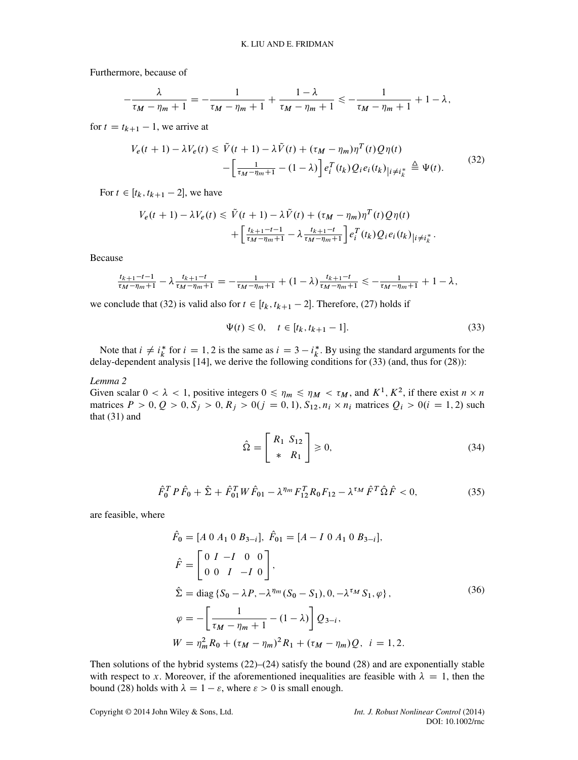Furthermore, because of

$$-\frac{\lambda}{\tau_M - \eta_m + 1} = -\frac{1}{\tau_M - \eta_m + 1} + \frac{1-\lambda}{\tau_M - \eta_m + 1} \leqslant -\frac{1}{\tau_M - \eta_m + 1} + 1 - \lambda,$$

for $t = t_{k+1} - 1$, we arrive at

$$\begin{aligned} V_e(t+1) - \lambda V_e(t) \leqslant \tilde{V}(t+1) - \lambda \tilde{V}(t) + (\tau_M - \eta_m)\eta^T(t) Q \eta(t) \\ - \left[ \tfrac{1}{\tau_M - \eta_m + 1} - (1-\lambda) \right] e_i^T(t_k) Q_i e_i(t_k)_{|i \neq i_k^*} \triangleq \Psi(t). \end{aligned} \tag{32}$$

For $t \in [t_k, t_{k+1} - 2]$, we have

$$\begin{aligned} V_e(t+1) - \lambda V_e(t) \leqslant \tilde{V}(t+1) - \lambda \tilde{V}(t) + (\tau_M - \eta_m)\eta^T(t) Q \eta(t) \\ + \left[ \tfrac{t_{k+1} - t - 1}{\tau_M - \eta_m + 1} - \lambda \tfrac{t_{k+1} - t}{\tau_M - \eta_m + 1} \right] e_i^T(t_k) Q_i e_i(t_k)_{|i \neq i_k^*}. \end{aligned}$$

Because

$$\tfrac{t_{k+1} - t - 1}{\tau_M - \eta_m + 1} - \lambda \tfrac{t_{k+1} - t}{\tau_M - \eta_m + 1} = -\tfrac{1}{\tau_M - \eta_m + 1} + (1-\lambda)\tfrac{t_{k+1} - t}{\tau_M - \eta_m + 1} \leqslant -\tfrac{1}{\tau_M - \eta_m + 1} + 1 - \lambda,$$

we conclude that (32) is valid also for $t \in [t_k, t_{k+1} - 2]$. Therefore, (27) holds if

$$\Psi(t) \leqslant 0, \quad t \in [t_k, t_{k+1} - 1]. \tag{33}$$

Note that $i \neq i_k^*$ for $i = 1, 2$ is the same as $i = 3 - i_k^*$. By using the standard arguments for the delay-dependent analysis [14], we derive the following conditions for (33) (and, thus for (28)):

*Lemma 2*

Given scalar $0 < \lambda < 1$, positive integers $0 \leqslant \eta_m \leqslant \eta_M < \tau_M$, and $K^1, K^2$, if there exist $n \times n$ matrices $P > 0, Q > 0, S_j > 0, R_j > 0 (j = 0, 1), S_{12}, n_i \times n_i$ matrices $Q_i > 0 (i = 1, 2)$ such that (31) and

$$\hat{\Omega} = \begin{bmatrix} R_1 & S_{12} \\ * & R_1 \end{bmatrix} \geqslant 0, \tag{34}$$

$$\hat{F}_0^T P \hat{F}_0 + \hat{\Sigma} + \hat{F}_{01}^T W \hat{F}_{01} - \lambda^{\eta_m} F_{12}^T R_0 F_{12} - \lambda^{\tau_M} \hat{F}^T \hat{\Omega} \hat{F} < 0, \tag{35}$$

are feasible, where

$$\begin{aligned} &\hat{F}_0 = [A \ 0 \ A_1 \ 0 \ B_{3-i}], \ \hat{F}_{01} = [A - I \ 0 \ A_1 \ 0 \ B_{3-i}], \\ &\hat{F} = \begin{bmatrix} 0 & I & -I & 0 & 0 \\ 0 & 0 & I & -I & 0 \end{bmatrix}, \\ &\hat{\Sigma} = \text{diag}\left\{ S_0 - \lambda P, -\lambda^{\eta_m}(S_0 - S_1), 0, -\lambda^{\tau_M} S_1, \varphi \right\}, \\ &\varphi = -\left[ \frac{1}{\tau_M - \eta_m + 1} - (1-\lambda) \right] Q_{3-i}, \\ &W = \eta_m^2 R_0 + (\tau_M - \eta_m)^2 R_1 + (\tau_M - \eta_m) Q, \ \ i = 1, 2. \end{aligned} \tag{36}$$

Then solutions of the hybrid systems (22)–(24) satisfy the bound (28) and are exponentially stable with respect to $x$. Moreover, if the aforementioned inequalities are feasible with $\lambda = 1$, then the bound (28) holds with $\lambda = 1 - \varepsilon$, where $\varepsilon > 0$ is small enough.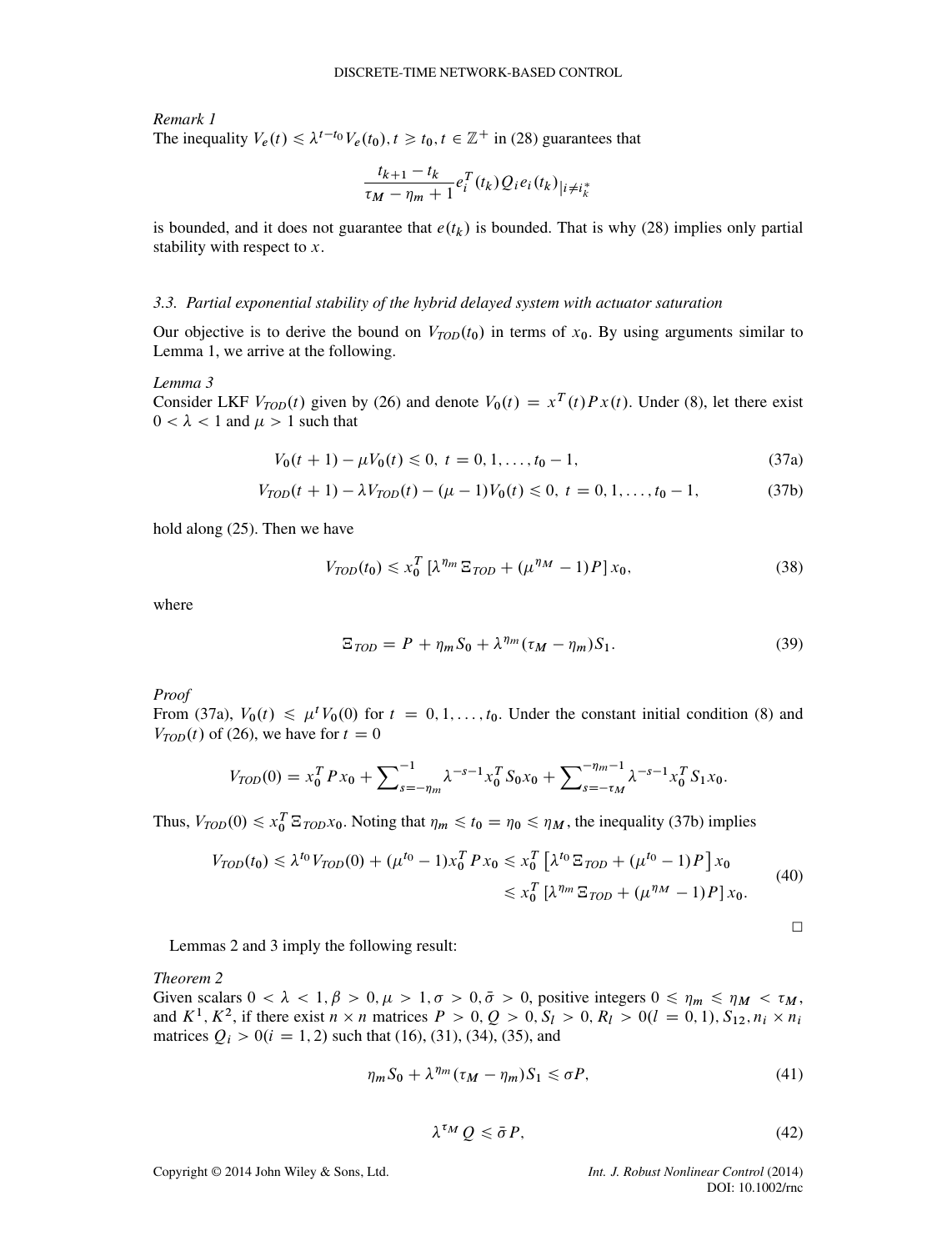*Remark 1*
The inequality $V_e(t) \leqslant \lambda^{t-t_0} V_e(t_0), t \geqslant t_0, t \in \mathbb{Z}^+$ in (28) guarantees that

$$\frac{t_{k+1} - t_k}{\tau_M - \eta_m + 1} e_i^T(t_k) Q_i e_i(t_k)_{|i \neq i_k^*}$$

is bounded, and it does not guarantee that $e(t_k)$ is bounded. That is why (28) implies only partial stability with respect to $x$.

### 3.3. Partial exponential stability of the hybrid delayed system with actuator saturation

Our objective is to derive the bound on $V_{TOD}(t_0)$ in terms of $x_0$. By using arguments similar to Lemma 1, we arrive at the following.

*Lemma 3*
Consider LKF $V_{TOD}(t)$ given by (26) and denote $V_0(t) = x^T(t)Px(t)$. Under (8), let there exist $0 < \lambda < 1$ and $\mu > 1$ such that

$$V_0(t+1) - \mu V_0(t) \leqslant 0, \; t = 0, 1, \ldots, t_0 - 1, \tag{37a}$$

$$V_{TOD}(t+1) - \lambda V_{TOD}(t) - (\mu - 1)V_0(t) \leqslant 0, \; t = 0, 1, \ldots, t_0 - 1, \tag{37b}$$

hold along (25). Then we have

$$V_{TOD}(t_0) \leqslant x_0^T \left[\lambda^{\eta_m} \Xi_{TOD} + (\mu^{\eta_M} - 1)P\right] x_0, \tag{38}$$

where

$$\Xi_{TOD} = P + \eta_m S_0 + \lambda^{\eta_m}(\tau_M - \eta_m)S_1. \tag{39}$$

*Proof*
From (37a), $V_0(t) \leqslant \mu^t V_0(0)$ for $t = 0, 1, \ldots, t_0$. Under the constant initial condition (8) and $V_{TOD}(t)$ of (26), we have for $t = 0$

$$V_{TOD}(0) = x_0^T P x_0 + \sum\nolimits_{s=-\eta_m}^{-1} \lambda^{-s-1} x_0^T S_0 x_0 + \sum\nolimits_{s=-\tau_M}^{-\eta_m - 1} \lambda^{-s-1} x_0^T S_1 x_0.$$

Thus, $V_{TOD}(0) \leqslant x_0^T \Xi_{TOD} x_0$. Noting that $\eta_m \leqslant t_0 = \eta_0 \leqslant \eta_M$, the inequality (37b) implies

$$\begin{aligned} V_{TOD}(t_0) \leqslant \lambda^{t_0} V_{TOD}(0) + (\mu^{t_0} - 1) x_0^T P x_0 &\leqslant x_0^T \left[\lambda^{t_0} \Xi_{TOD} + (\mu^{t_0} - 1)P\right] x_0 \\ &\leqslant x_0^T \left[\lambda^{\eta_m} \Xi_{TOD} + (\mu^{\eta_M} - 1)P\right] x_0. \end{aligned} \tag{40}$$

□

Lemmas 2 and 3 imply the following result:

*Theorem 2*
Given scalars $0 < \lambda < 1, \beta > 0, \mu > 1, \sigma > 0, \bar{\sigma} > 0$, positive integers $0 \leqslant \eta_m \leqslant \eta_M < \tau_M$, and $K^1, K^2$, if there exist $n \times n$ matrices $P > 0, Q > 0, S_l > 0, R_l > 0 (l = 0, 1), S_{12}, n_i \times n_i$ matrices $Q_i > 0 (i = 1, 2)$ such that (16), (31), (34), (35), and

$$\eta_m S_0 + \lambda^{\eta_m}(\tau_M - \eta_m)S_1 \leqslant \sigma P, \tag{41}$$

$$\lambda^{\tau_M} Q \leqslant \bar{\sigma} P, \tag{42}$$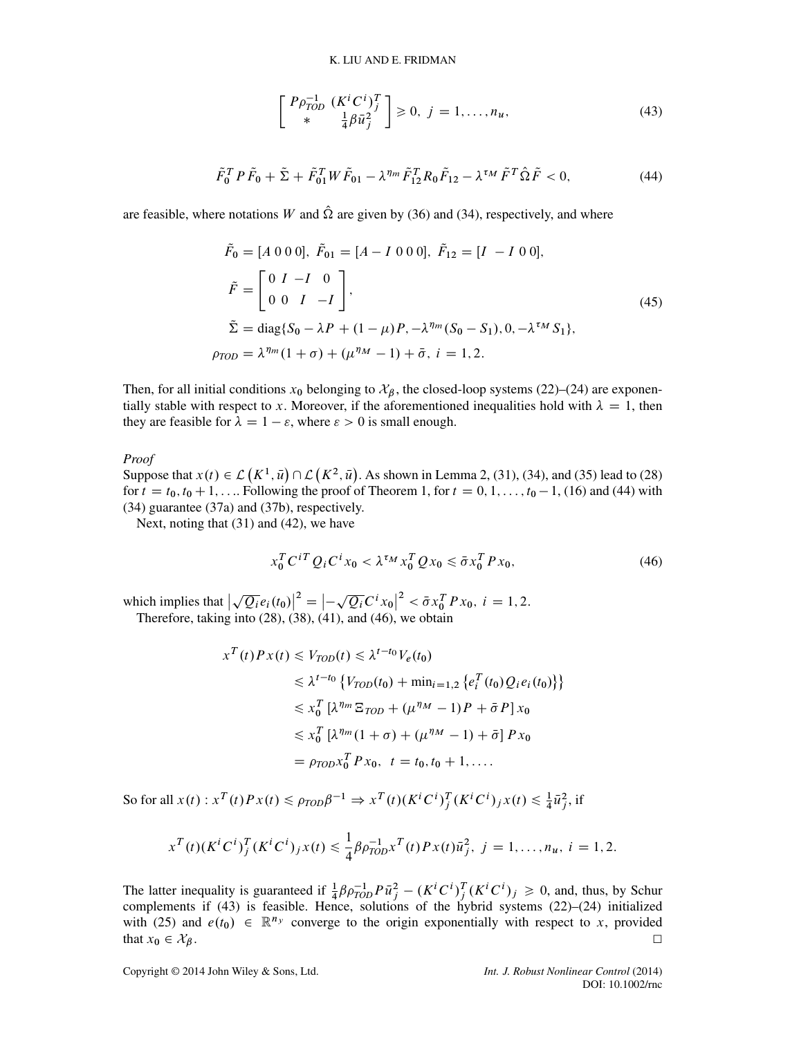$$\begin{bmatrix} P\rho_{TOD}^{-1} & (K^i C^i)_j^T \\ * & \frac{1}{4}\beta \bar{u}_j^2 \end{bmatrix} \geqslant 0, \; j = 1, \ldots, n_u, \tag{43}$$

$$\tilde{F}_0^T P \tilde{F}_0 + \tilde{\Sigma} + \tilde{F}_{01}^T W \tilde{F}_{01} - \lambda^{\eta_m} \tilde{F}_{12}^T R_0 \tilde{F}_{12} - \lambda^{\tau_M} \tilde{F}^T \hat{\Omega} \tilde{F} < 0, \tag{44}$$

are feasible, where notations $W$ and $\hat{\Omega}$ are given by (36) and (34), respectively, and where

$$\begin{aligned} &\tilde{F}_0 = [A\; 0\; 0\; 0], \; \tilde{F}_{01} = [A - I\; 0\; 0\; 0], \; \tilde{F}_{12} = [I\; -I\; 0\; 0], \\ &\tilde{F} = \begin{bmatrix} 0 & I & -I & 0 \\ 0 & 0 & I & -I \end{bmatrix}, \\ &\tilde{\Sigma} = \mathrm{diag}\{S_0 - \lambda P + (1-\mu)P, -\lambda^{\eta_m}(S_0 - S_1), 0, -\lambda^{\tau_M} S_1\}, \\ &\rho_{TOD} = \lambda^{\eta_m}(1+\sigma) + (\mu^{\eta_M} - 1) + \bar{\sigma}, \; i = 1, 2. \end{aligned} \tag{45}$$

Then, for all initial conditions $x_0$ belonging to $\mathcal{X}_\beta$, the closed-loop systems (22)–(24) are exponentially stable with respect to $x$. Moreover, if the aforementioned inequalities hold with $\lambda = 1$, then they are feasible for $\lambda = 1 - \varepsilon$, where $\varepsilon > 0$ is small enough.

*Proof*

Suppose that $x(t) \in \mathcal{L}(K^1, \bar{u}) \cap \mathcal{L}(K^2, \bar{u})$. As shown in Lemma 2, (31), (34), and (35) lead to (28) for $t = t_0, t_0+1, \ldots$. Following the proof of Theorem 1, for $t = 0, 1, \ldots, t_0 - 1$, (16) and (44) with (34) guarantee (37a) and (37b), respectively.

Next, noting that (31) and (42), we have

$$x_0^T C^{iT} Q_i C^i x_0 < \lambda^{\tau_M} x_0^T Q x_0 \leqslant \bar{\sigma} x_0^T P x_0, \tag{46}$$

which implies that $\left|\sqrt{Q_i} e_i(t_0)\right|^2 = \left|-\sqrt{Q_i} C^i x_0\right|^2 < \bar{\sigma} x_0^T P x_0, \; i = 1, 2.$

Therefore, taking into (28), (38), (41), and (46), we obtain

$$\begin{aligned} x^T(t) P x(t) &\leqslant V_{TOD}(t) \leqslant \lambda^{t-t_0} V_e(t_0) \\ &\leqslant \lambda^{t-t_0} \left\{ V_{TOD}(t_0) + \min_{i=1,2} \left\{ e_i^T(t_0) Q_i e_i(t_0) \right\} \right\} \\ &\leqslant x_0^T \left[ \lambda^{\eta_m} \Xi_{TOD} + (\mu^{\eta_M} - 1) P + \bar{\sigma} P \right] x_0 \\ &\leqslant x_0^T \left[ \lambda^{\eta_m}(1+\sigma) + (\mu^{\eta_M} - 1) + \bar{\sigma} \right] P x_0 \\ &= \rho_{TOD} x_0^T P x_0, \; t = t_0, t_0+1, \ldots. \end{aligned}$$

So for all $x(t) : x^T(t) P x(t) \leqslant \rho_{TOD} \beta^{-1} \Rightarrow x^T(t) (K^i C^i)_j^T (K^i C^i)_j x(t) \leqslant \frac{1}{4} \bar{u}_j^2$, if

$$x^T(t) (K^i C^i)_j^T (K^i C^i)_j x(t) \leqslant \frac{1}{4} \beta \rho_{TOD}^{-1} x^T(t) P x(t) \bar{u}_j^2, \; j = 1, \ldots, n_u, \; i = 1, 2.$$

The latter inequality is guaranteed if $\frac{1}{4}\beta \rho_{TOD}^{-1} P \bar{u}_j^2 - (K^i C^i)_j^T (K^i C^i)_j \geqslant 0$, and, thus, by Schur complements if (43) is feasible. Hence, solutions of the hybrid systems (22)–(24) initialized with (25) and $e(t_0) \in \mathbb{R}^{n_y}$ converge to the origin exponentially with respect to $x$, provided that $x_0 \in \mathcal{X}_\beta$. □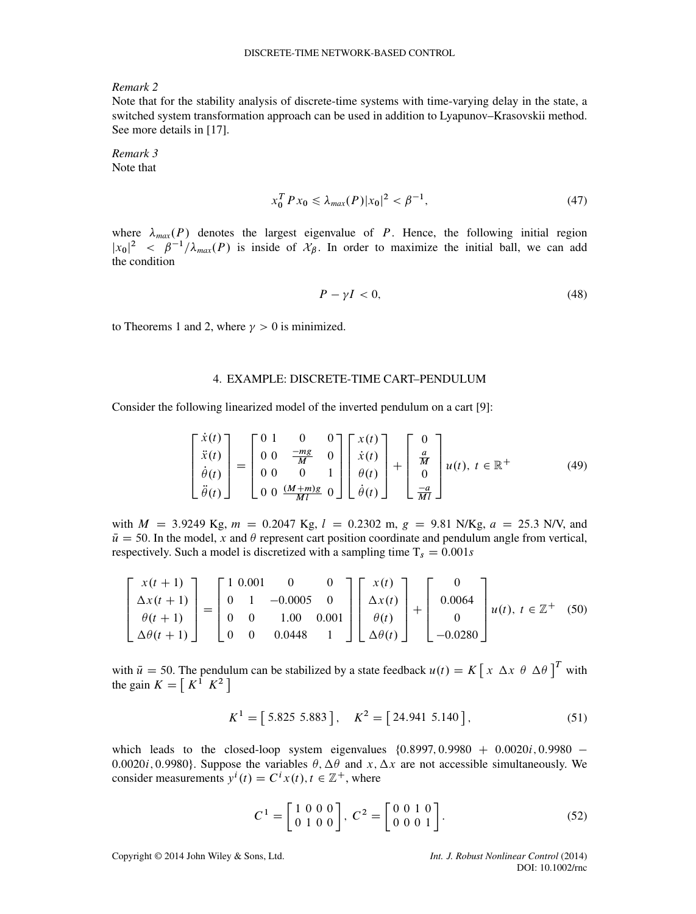*Remark 2*
Note that for the stability analysis of discrete-time systems with time-varying delay in the state, a switched system transformation approach can be used in addition to Lyapunov–Krasovskii method. See more details in [17].

*Remark 3*
Note that

$$x_0^T P x_0 \leqslant \lambda_{max}(P)|x_0|^2 < \beta^{-1}, \tag{47}$$

where $\lambda_{max}(P)$ denotes the largest eigenvalue of $P$. Hence, the following initial region $|x_0|^2 < \beta^{-1}/\lambda_{max}(P)$ is inside of $\mathcal{X}_\beta$. In order to maximize the initial ball, we can add the condition

$$P - \gamma I < 0, \tag{48}$$

to Theorems 1 and 2, where $\gamma > 0$ is minimized.

## 4. EXAMPLE: DISCRETE-TIME CART–PENDULUM

Consider the following linearized model of the inverted pendulum on a cart [9]:

$$\begin{bmatrix} \dot{x}(t) \\ \ddot{x}(t) \\ \dot{\theta}(t) \\ \ddot{\theta}(t) \end{bmatrix} = \begin{bmatrix} 0 & 1 & 0 & 0 \\ 0 & 0 & \frac{-mg}{M} & 0 \\ 0 & 0 & 0 & 1 \\ 0 & 0 & \frac{(M+m)g}{Ml} & 0 \end{bmatrix} \begin{bmatrix} x(t) \\ \dot{x}(t) \\ \theta(t) \\ \dot{\theta}(t) \end{bmatrix} + \begin{bmatrix} 0 \\ \frac{a}{M} \\ 0 \\ \frac{-a}{Ml} \end{bmatrix} u(t), \ t \in \mathbb{R}^+ \tag{49}$$

with $M = 3.9249$ Kg, $m = 0.2047$ Kg, $l = 0.2302$ m, $g = 9.81$ N/Kg, $a = 25.3$ N/V, and $\bar{u} = 50$. In the model, $x$ and $\theta$ represent cart position coordinate and pendulum angle from vertical, respectively. Such a model is discretized with a sampling time $\mathrm{T}_s = 0.001s$

$$\begin{bmatrix} x(t+1) \\ \Delta x(t+1) \\ \theta(t+1) \\ \Delta\theta(t+1) \end{bmatrix} = \begin{bmatrix} 1 & 0.001 & 0 & 0 \\ 0 & 1 & -0.0005 & 0 \\ 0 & 0 & 1.00 & 0.001 \\ 0 & 0 & 0.0448 & 1 \end{bmatrix} \begin{bmatrix} x(t) \\ \Delta x(t) \\ \theta(t) \\ \Delta\theta(t) \end{bmatrix} + \begin{bmatrix} 0 \\ 0.0064 \\ 0 \\ -0.0280 \end{bmatrix} u(t), \ t \in \mathbb{Z}^+ \tag{50}$$

with $\bar{u} = 50$. The pendulum can be stabilized by a state feedback $u(t) = K \begin{bmatrix} x & \Delta x & \theta & \Delta\theta \end{bmatrix}^T$ with the gain $K = \begin{bmatrix} K^1 & K^2 \end{bmatrix}$

$$K^1 = \begin{bmatrix} 5.825 & 5.883 \end{bmatrix}, \quad K^2 = \begin{bmatrix} 24.941 & 5.140 \end{bmatrix}, \tag{51}$$

which leads to the closed-loop system eigenvalues $\{0.8997, 0.9980 + 0.0020i, 0.9980 - 0.0020i, 0.9980\}$. Suppose the variables $\theta, \Delta\theta$ and $x, \Delta x$ are not accessible simultaneously. We consider measurements $y^i(t) = C^i x(t), t \in \mathbb{Z}^+$, where

$$C^1 = \begin{bmatrix} 1 & 0 & 0 & 0 \\ 0 & 1 & 0 & 0 \end{bmatrix}, \ C^2 = \begin{bmatrix} 0 & 0 & 1 & 0 \\ 0 & 0 & 0 & 1 \end{bmatrix}. \tag{52}$$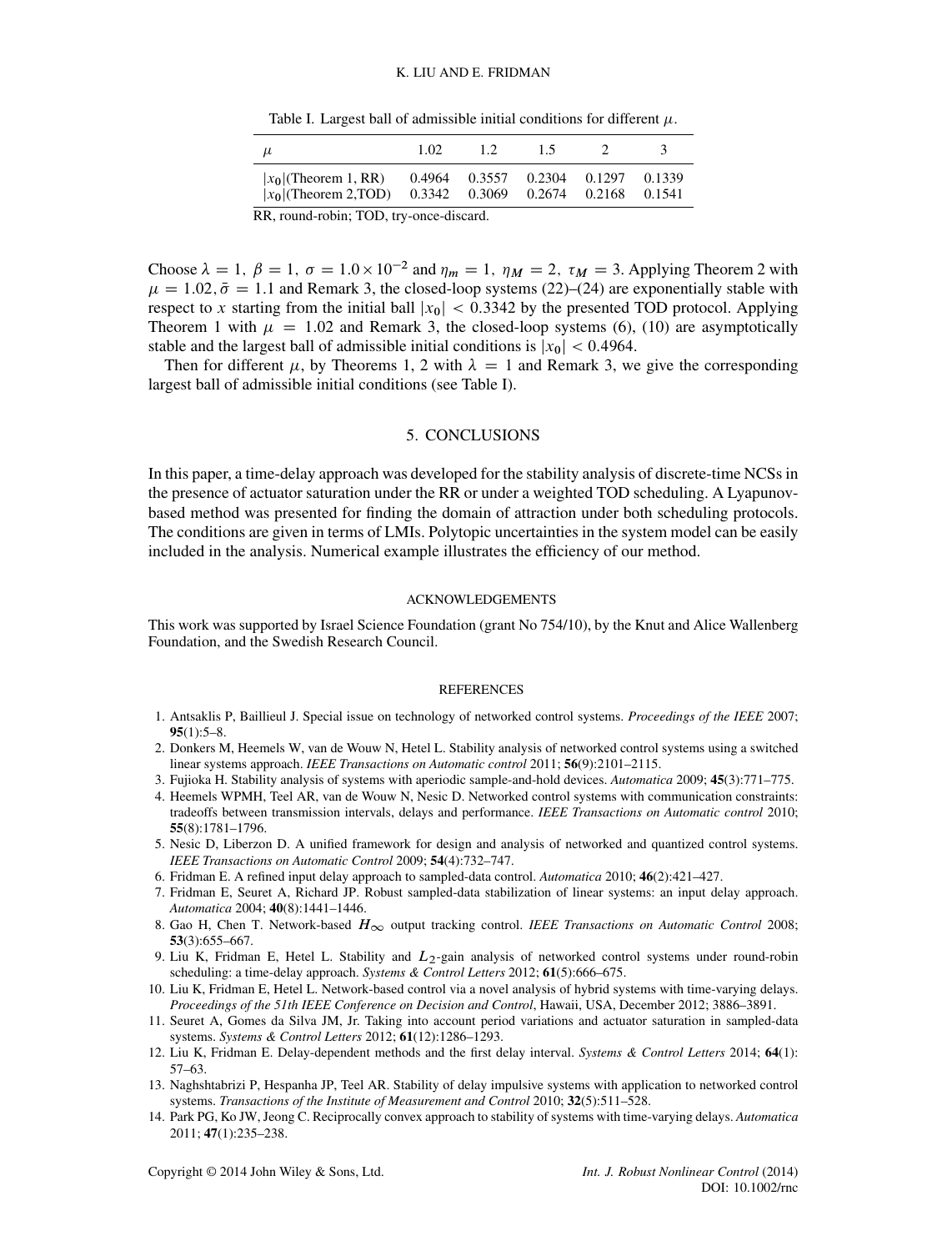Table I. Largest ball of admissible initial conditions for different $\mu$.

| $\mu$ | 1.02 | 1.2 | 1.5 | 2 | 3 |
|---|---|---|---|---|---|
| $\|x_0\|$(Theorem 1, RR) | 0.4964 | 0.3557 | 0.2304 | 0.1297 | 0.1339 |
| $\|x_0\|$(Theorem 2,TOD) | 0.3342 | 0.3069 | 0.2674 | 0.2168 | 0.1541 |

RR, round-robin; TOD, try-once-discard.

Choose $\lambda = 1,\ \beta = 1,\ \sigma = 1.0 \times 10^{-2}$ and $\eta_m = 1,\ \eta_M = 2,\ \tau_M = 3$. Applying Theorem 2 with $\mu = 1.02, \bar{\sigma} = 1.1$ and Remark 3, the closed-loop systems (22)–(24) are exponentially stable with respect to $x$ starting from the initial ball $|x_0| < 0.3342$ by the presented TOD protocol. Applying Theorem 1 with $\mu = 1.02$ and Remark 3, the closed-loop systems (6), (10) are asymptotically stable and the largest ball of admissible initial conditions is $|x_0| < 0.4964$.

Then for different $\mu$, by Theorems 1, 2 with $\lambda = 1$ and Remark 3, we give the corresponding largest ball of admissible initial conditions (see Table I).

## 5. CONCLUSIONS

In this paper, a time-delay approach was developed for the stability analysis of discrete-time NCSs in the presence of actuator saturation under the RR or under a weighted TOD scheduling. A Lyapunov-based method was presented for finding the domain of attraction under both scheduling protocols. The conditions are given in terms of LMIs. Polytopic uncertainties in the system model can be easily included in the analysis. Numerical example illustrates the efficiency of our method.

### ACKNOWLEDGEMENTS

This work was supported by Israel Science Foundation (grant No 754/10), by the Knut and Alice Wallenberg Foundation, and the Swedish Research Council.

### REFERENCES

1. Antsaklis P, Baillieul J. Special issue on technology of networked control systems. *Proceedings of the IEEE* 2007; **95**(1):5–8.
2. Donkers M, Heemels W, van de Wouw N, Hetel L. Stability analysis of networked control systems using a switched linear systems approach. *IEEE Transactions on Automatic control* 2011; **56**(9):2101–2115.
3. Fujioka H. Stability analysis of systems with aperiodic sample-and-hold devices. *Automatica* 2009; **45**(3):771–775.
4. Heemels WPMH, Teel AR, van de Wouw N, Nesic D. Networked control systems with communication constraints: tradeoffs between transmission intervals, delays and performance. *IEEE Transactions on Automatic control* 2010; **55**(8):1781–1796.
5. Nesic D, Liberzon D. A unified framework for design and analysis of networked and quantized control systems. *IEEE Transactions on Automatic Control* 2009; **54**(4):732–747.
6. Fridman E. A refined input delay approach to sampled-data control. *Automatica* 2010; **46**(2):421–427.
7. Fridman E, Seuret A, Richard JP. Robust sampled-data stabilization of linear systems: an input delay approach. *Automatica* 2004; **40**(8):1441–1446.
8. Gao H, Chen T. Network-based $H_\infty$ output tracking control. *IEEE Transactions on Automatic Control* 2008; **53**(3):655–667.
9. Liu K, Fridman E, Hetel L. Stability and $L_2$-gain analysis of networked control systems under round-robin scheduling: a time-delay approach. *Systems & Control Letters* 2012; **61**(5):666–675.
10. Liu K, Fridman E, Hetel L. Network-based control via a novel analysis of hybrid systems with time-varying delays. *Proceedings of the 51th IEEE Conference on Decision and Control*, Hawaii, USA, December 2012; 3886–3891.
11. Seuret A, Gomes da Silva JM, Jr. Taking into account period variations and actuator saturation in sampled-data systems. *Systems & Control Letters* 2012; **61**(12):1286–1293.
12. Liu K, Fridman E. Delay-dependent methods and the first delay interval. *Systems & Control Letters* 2014; **64**(1): 57–63.
13. Naghshtabrizi P, Hespanha JP, Teel AR. Stability of delay impulsive systems with application to networked control systems. *Transactions of the Institute of Measurement and Control* 2010; **32**(5):511–528.
14. Park PG, Ko JW, Jeong C. Reciprocally convex approach to stability of systems with time-varying delays. *Automatica* 2011; **47**(1):235–238.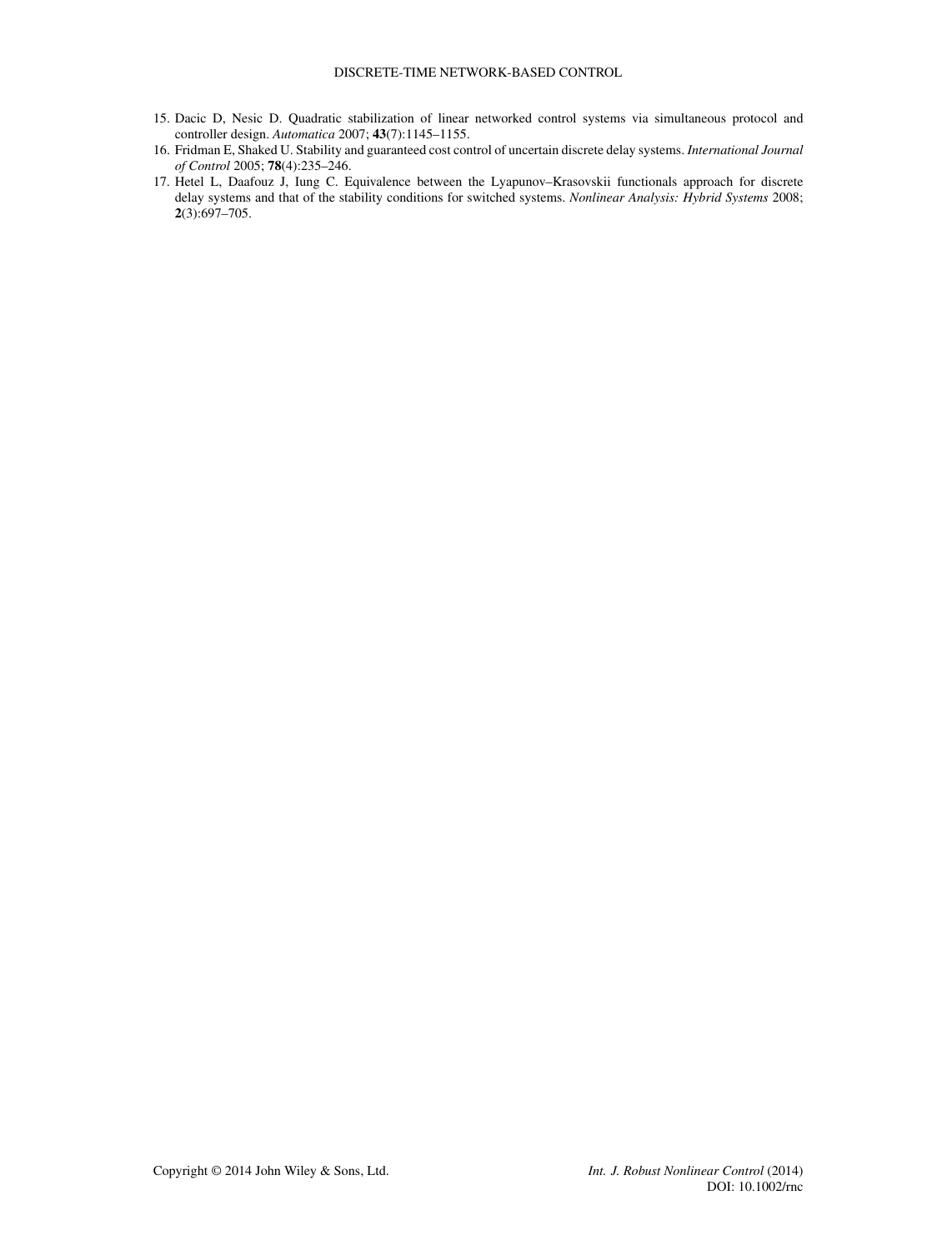15. Dacic D, Nesic D. Quadratic stabilization of linear networked control systems via simultaneous protocol and controller design. *Automatica* 2007; **43**(7):1145–1155.
16. Fridman E, Shaked U. Stability and guaranteed cost control of uncertain discrete delay systems. *International Journal of Control* 2005; **78**(4):235–246.
17. Hetel L, Daafouz J, Iung C. Equivalence between the Lyapunov–Krasovskii functionals approach for discrete delay systems and that of the stability conditions for switched systems. *Nonlinear Analysis: Hybrid Systems* 2008; **2**(3):697–705.